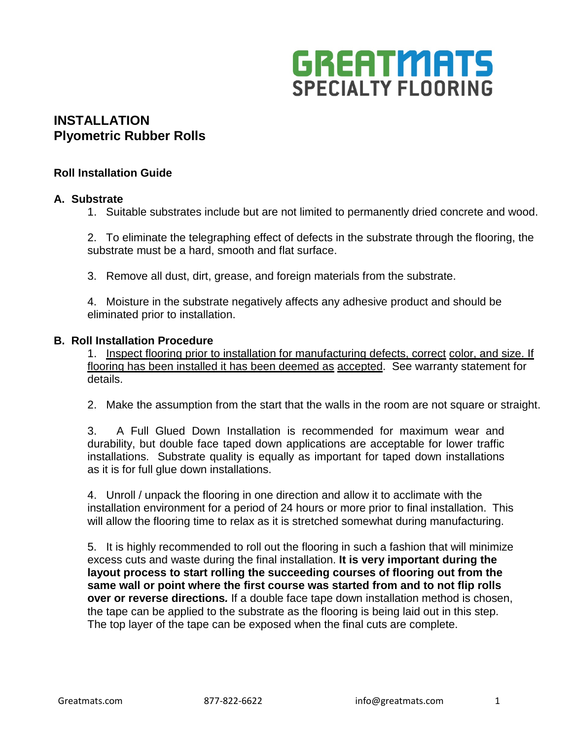GREATMATS SPECIALTY FLOORING

# INSTALLATION
# Plyometric Rubber Rolls

## Roll Installation Guide

### A. Substrate

1. Suitable substrates include but are not limited to permanently dried concrete and wood.

2. To eliminate the telegraphing effect of defects in the substrate through the flooring, the substrate must be a hard, smooth and flat surface.

3. Remove all dust, dirt, grease, and foreign materials from the substrate.

4. Moisture in the substrate negatively affects any adhesive product and should be eliminated prior to installation.

### B. Roll Installation Procedure

1. <u>Inspect flooring prior to installation for manufacturing defects, correct color, and size. If flooring has been installed it has been deemed as accepted</u>. See warranty statement for details.

2. Make the assumption from the start that the walls in the room are not square or straight.

3. A Full Glued Down Installation is recommended for maximum wear and durability, but double face taped down applications are acceptable for lower traffic installations. Substrate quality is equally as important for taped down installations as it is for full glue down installations.

4. Unroll / unpack the flooring in one direction and allow it to acclimate with the installation environment for a period of 24 hours or more prior to final installation. This will allow the flooring time to relax as it is stretched somewhat during manufacturing.

5. It is highly recommended to roll out the flooring in such a fashion that will minimize excess cuts and waste during the final installation. **It is very important during the layout process to start rolling the succeeding courses of flooring out from the same wall or point where the first course was started from and to not flip rolls over or reverse directions.** If a double face tape down installation method is chosen, the tape can be applied to the substrate as the flooring is being laid out in this step. The top layer of the tape can be exposed when the final cuts are complete.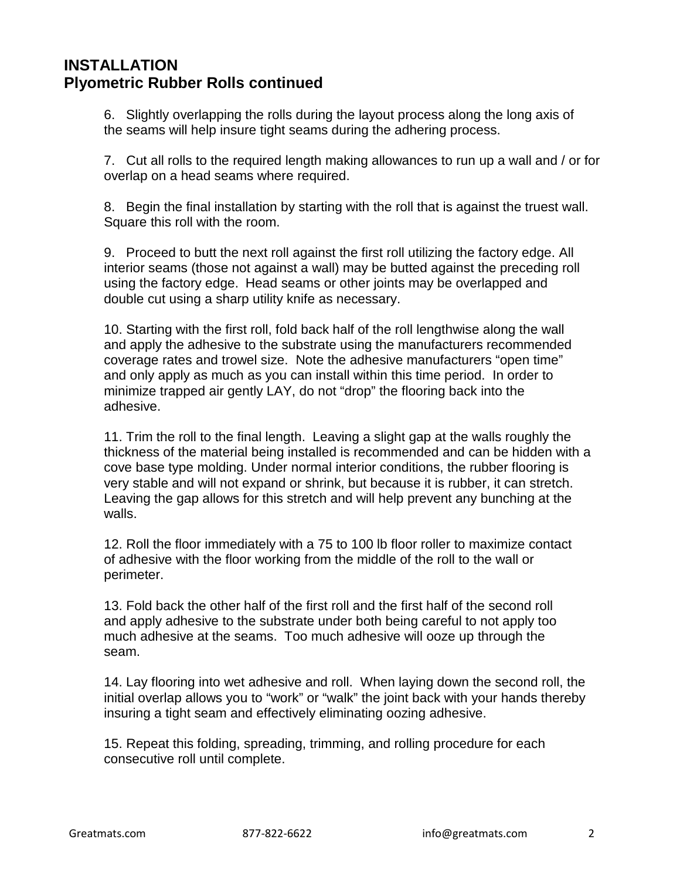## INSTALLATION
## Plyometric Rubber Rolls continued

6. Slightly overlapping the rolls during the layout process along the long axis of the seams will help insure tight seams during the adhering process.

7. Cut all rolls to the required length making allowances to run up a wall and / or for overlap on a head seams where required.

8. Begin the final installation by starting with the roll that is against the truest wall. Square this roll with the room.

9. Proceed to butt the next roll against the first roll utilizing the factory edge. All interior seams (those not against a wall) may be butted against the preceding roll using the factory edge. Head seams or other joints may be overlapped and double cut using a sharp utility knife as necessary.

10. Starting with the first roll, fold back half of the roll lengthwise along the wall and apply the adhesive to the substrate using the manufacturers recommended coverage rates and trowel size. Note the adhesive manufacturers "open time" and only apply as much as you can install within this time period. In order to minimize trapped air gently LAY, do not "drop" the flooring back into the adhesive.

11. Trim the roll to the final length. Leaving a slight gap at the walls roughly the thickness of the material being installed is recommended and can be hidden with a cove base type molding. Under normal interior conditions, the rubber flooring is very stable and will not expand or shrink, but because it is rubber, it can stretch. Leaving the gap allows for this stretch and will help prevent any bunching at the walls.

12. Roll the floor immediately with a 75 to 100 lb floor roller to maximize contact of adhesive with the floor working from the middle of the roll to the wall or perimeter.

13. Fold back the other half of the first roll and the first half of the second roll and apply adhesive to the substrate under both being careful to not apply too much adhesive at the seams. Too much adhesive will ooze up through the seam.

14. Lay flooring into wet adhesive and roll. When laying down the second roll, the initial overlap allows you to "work" or "walk" the joint back with your hands thereby insuring a tight seam and effectively eliminating oozing adhesive.

15. Repeat this folding, spreading, trimming, and rolling procedure for each consecutive roll until complete.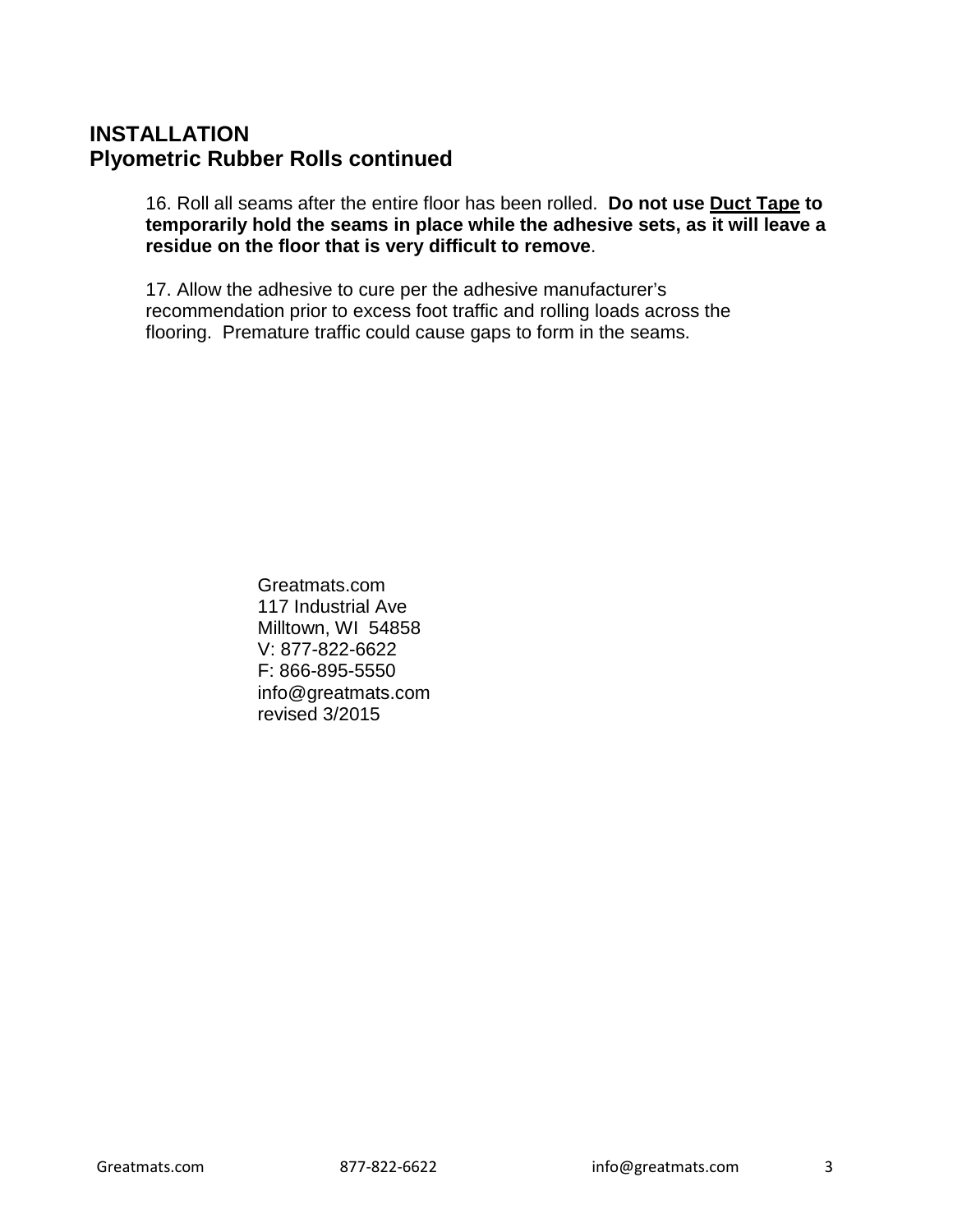## INSTALLATION
## Plyometric Rubber Rolls continued

16. Roll all seams after the entire floor has been rolled. **Do not use <u>Duct Tape</u> to temporarily hold the seams in place while the adhesive sets, as it will leave a residue on the floor that is very difficult to remove**.

17. Allow the adhesive to cure per the adhesive manufacturer's recommendation prior to excess foot traffic and rolling loads across the flooring. Premature traffic could cause gaps to form in the seams.

Greatmats.com
117 Industrial Ave
Milltown, WI 54858
V: 877-822-6622
F: 866-895-5550
info@greatmats.com
revised 3/2015